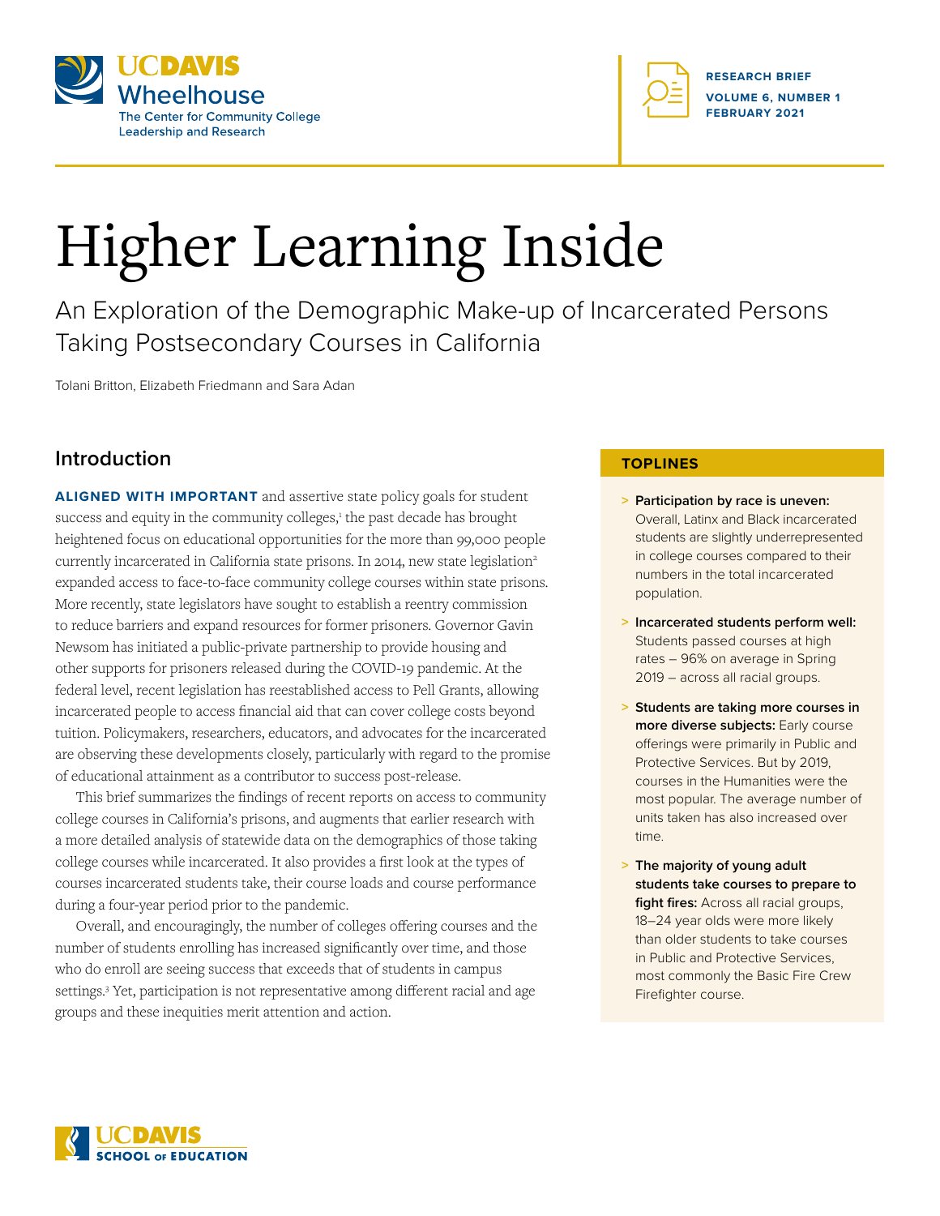UC DAVIS Wheelhouse
The Center for Community College Leadership and Research

RESEARCH BRIEF
VOLUME 6, NUMBER 1
FEBRUARY 2021

# Higher Learning Inside

## An Exploration of the Demographic Make-up of Incarcerated Persons Taking Postsecondary Courses in California

Tolani Britton, Elizabeth Friedmann and Sara Adan

## Introduction

**ALIGNED WITH IMPORTANT** and assertive state policy goals for student success and equity in the community colleges,[1] the past decade has brought heightened focus on educational opportunities for the more than 99,000 people currently incarcerated in California state prisons. In 2014, new state legislation[2] expanded access to face-to-face community college courses within state prisons. More recently, state legislators have sought to establish a reentry commission to reduce barriers and expand resources for former prisoners. Governor Gavin Newsom has initiated a public-private partnership to provide housing and other supports for prisoners released during the COVID-19 pandemic. At the federal level, recent legislation has reestablished access to Pell Grants, allowing incarcerated people to access financial aid that can cover college costs beyond tuition. Policymakers, researchers, educators, and advocates for the incarcerated are observing these developments closely, particularly with regard to the promise of educational attainment as a contributor to success post-release.

This brief summarizes the findings of recent reports on access to community college courses in California's prisons, and augments that earlier research with a more detailed analysis of statewide data on the demographics of those taking college courses while incarcerated. It also provides a first look at the types of courses incarcerated students take, their course loads and course performance during a four-year period prior to the pandemic.

Overall, and encouragingly, the number of colleges offering courses and the number of students enrolling has increased significantly over time, and those who do enroll are seeing success that exceeds that of students in campus settings.[3] Yet, participation is not representative among different racial and age groups and these inequities merit attention and action.

### TOPLINES

- **Participation by race is uneven:** Overall, Latinx and Black incarcerated students are slightly underrepresented in college courses compared to their numbers in the total incarcerated population.
- **Incarcerated students perform well:** Students passed courses at high rates – 96% on average in Spring 2019 – across all racial groups.
- **Students are taking more courses in more diverse subjects:** Early course offerings were primarily in Public and Protective Services. But by 2019, courses in the Humanities were the most popular. The average number of units taken has also increased over time.
- **The majority of young adult students take courses to prepare to fight fires:** Across all racial groups, 18–24 year olds were more likely than older students to take courses in Public and Protective Services, most commonly the Basic Fire Crew Firefighter course.

UC DAVIS SCHOOL OF EDUCATION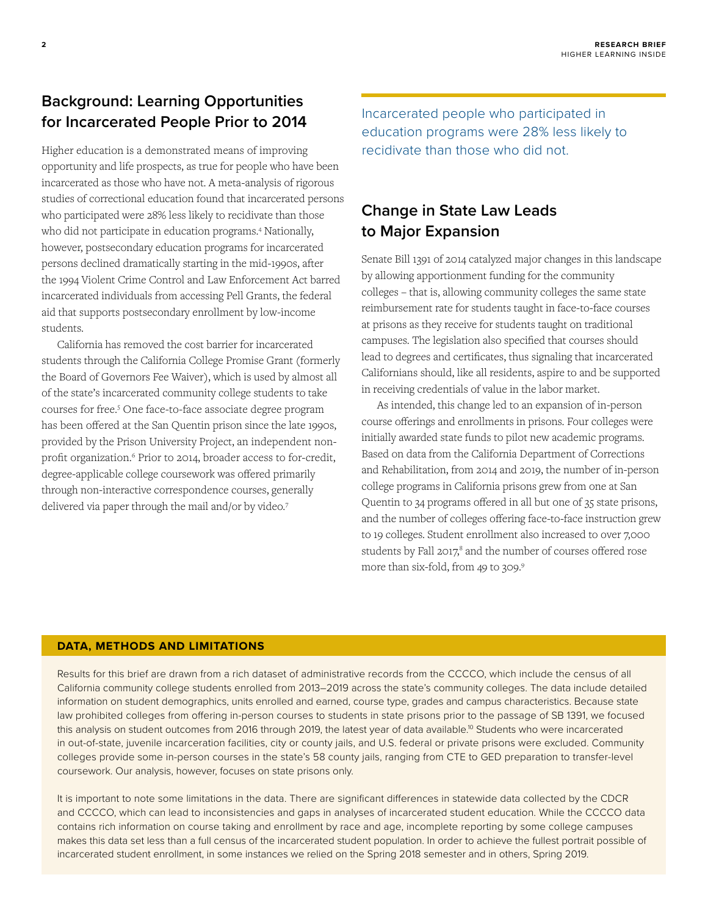## Background: Learning Opportunities for Incarcerated People Prior to 2014

Higher education is a demonstrated means of improving opportunity and life prospects, as true for people who have been incarcerated as those who have not. A meta-analysis of rigorous studies of correctional education found that incarcerated persons who participated were 28% less likely to recidivate than those who did not participate in education programs.[4] Nationally, however, postsecondary education programs for incarcerated persons declined dramatically starting in the mid-1990s, after the 1994 Violent Crime Control and Law Enforcement Act barred incarcerated individuals from accessing Pell Grants, the federal aid that supports postsecondary enrollment by low-income students.

California has removed the cost barrier for incarcerated students through the California College Promise Grant (formerly the Board of Governors Fee Waiver), which is used by almost all of the state's incarcerated community college students to take courses for free.[5] One face-to-face associate degree program has been offered at the San Quentin prison since the late 1990s, provided by the Prison University Project, an independent non-profit organization.[6] Prior to 2014, broader access to for-credit, degree-applicable college coursework was offered primarily through non-interactive correspondence courses, generally delivered via paper through the mail and/or by video.[7]

Incarcerated people who participated in education programs were 28% less likely to recidivate than those who did not.

## Change in State Law Leads to Major Expansion

Senate Bill 1391 of 2014 catalyzed major changes in this landscape by allowing apportionment funding for the community colleges – that is, allowing community colleges the same state reimbursement rate for students taught in face-to-face courses at prisons as they receive for students taught on traditional campuses. The legislation also specified that courses should lead to degrees and certificates, thus signaling that incarcerated Californians should, like all residents, aspire to and be supported in receiving credentials of value in the labor market.

As intended, this change led to an expansion of in-person course offerings and enrollments in prisons. Four colleges were initially awarded state funds to pilot new academic programs. Based on data from the California Department of Corrections and Rehabilitation, from 2014 and 2019, the number of in-person college programs in California prisons grew from one at San Quentin to 34 programs offered in all but one of 35 state prisons, and the number of colleges offering face-to-face instruction grew to 19 colleges. Student enrollment also increased to over 7,000 students by Fall 2017,[8] and the number of courses offered rose more than six-fold, from 49 to 309.[9]

### DATA, METHODS AND LIMITATIONS

Results for this brief are drawn from a rich dataset of administrative records from the CCCCO, which include the census of all California community college students enrolled from 2013–2019 across the state's community colleges. The data include detailed information on student demographics, units enrolled and earned, course type, grades and campus characteristics. Because state law prohibited colleges from offering in-person courses to students in state prisons prior to the passage of SB 1391, we focused this analysis on student outcomes from 2016 through 2019, the latest year of data available.[10] Students who were incarcerated in out-of-state, juvenile incarceration facilities, city or county jails, and U.S. federal or private prisons were excluded. Community colleges provide some in-person courses in the state's 58 county jails, ranging from CTE to GED preparation to transfer-level coursework. Our analysis, however, focuses on state prisons only.

It is important to note some limitations in the data. There are significant differences in statewide data collected by the CDCR and CCCCO, which can lead to inconsistencies and gaps in analyses of incarcerated student education. While the CCCCO data contains rich information on course taking and enrollment by race and age, incomplete reporting by some college campuses makes this data set less than a full census of the incarcerated student population. In order to achieve the fullest portrait possible of incarcerated student enrollment, in some instances we relied on the Spring 2018 semester and in others, Spring 2019.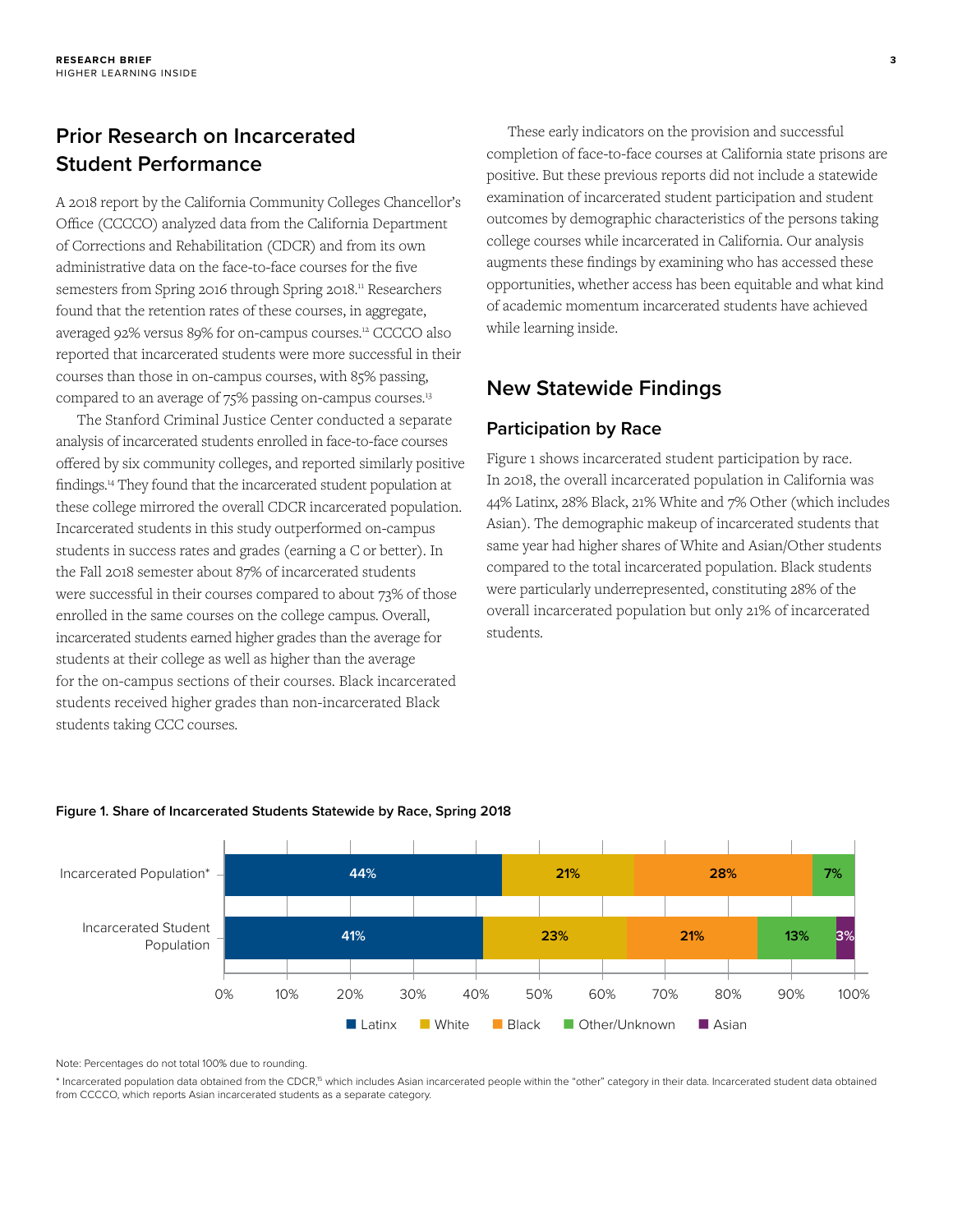## Prior Research on Incarcerated Student Performance

A 2018 report by the California Community Colleges Chancellor's Office (CCCCO) analyzed data from the California Department of Corrections and Rehabilitation (CDCR) and from its own administrative data on the face-to-face courses for the five semesters from Spring 2016 through Spring 2018.[11] Researchers found that the retention rates of these courses, in aggregate, averaged 92% versus 89% for on-campus courses.[12] CCCCO also reported that incarcerated students were more successful in their courses than those in on-campus courses, with 85% passing, compared to an average of 75% passing on-campus courses.[13]

The Stanford Criminal Justice Center conducted a separate analysis of incarcerated students enrolled in face-to-face courses offered by six community colleges, and reported similarly positive findings.[14] They found that the incarcerated student population at these college mirrored the overall CDCR incarcerated population. Incarcerated students in this study outperformed on-campus students in success rates and grades (earning a C or better). In the Fall 2018 semester about 87% of incarcerated students were successful in their courses compared to about 73% of those enrolled in the same courses on the college campus. Overall, incarcerated students earned higher grades than the average for students at their college as well as higher than the average for the on-campus sections of their courses. Black incarcerated students received higher grades than non-incarcerated Black students taking CCC courses.

These early indicators on the provision and successful completion of face-to-face courses at California state prisons are positive. But these previous reports did not include a statewide examination of incarcerated student participation and student outcomes by demographic characteristics of the persons taking college courses while incarcerated in California. Our analysis augments these findings by examining who has accessed these opportunities, whether access has been equitable and what kind of academic momentum incarcerated students have achieved while learning inside.

## New Statewide Findings

### Participation by Race

Figure 1 shows incarcerated student participation by race. In 2018, the overall incarcerated population in California was 44% Latinx, 28% Black, 21% White and 7% Other (which includes Asian). The demographic makeup of incarcerated students that same year had higher shares of White and Asian/Other students compared to the total incarcerated population. Black students were particularly underrepresented, constituting 28% of the overall incarcerated population but only 21% of incarcerated students.

**Figure 1. Share of Incarcerated Students Statewide by Race, Spring 2018**

Incarcerated Population*: 44% 21% 28% 7%

Incarcerated Student Population: 41% 23% 21% 13% 3%

0% 10% 20% 30% 40% 50% 60% 70% 80% 90% 100%

Latinx White Black Other/Unknown Asian

Note: Percentages do not total 100% due to rounding.

* Incarcerated population data obtained from the CDCR,[15] which includes Asian incarcerated people within the "other" category in their data. Incarcerated student data obtained from CCCCO, which reports Asian incarcerated students as a separate category.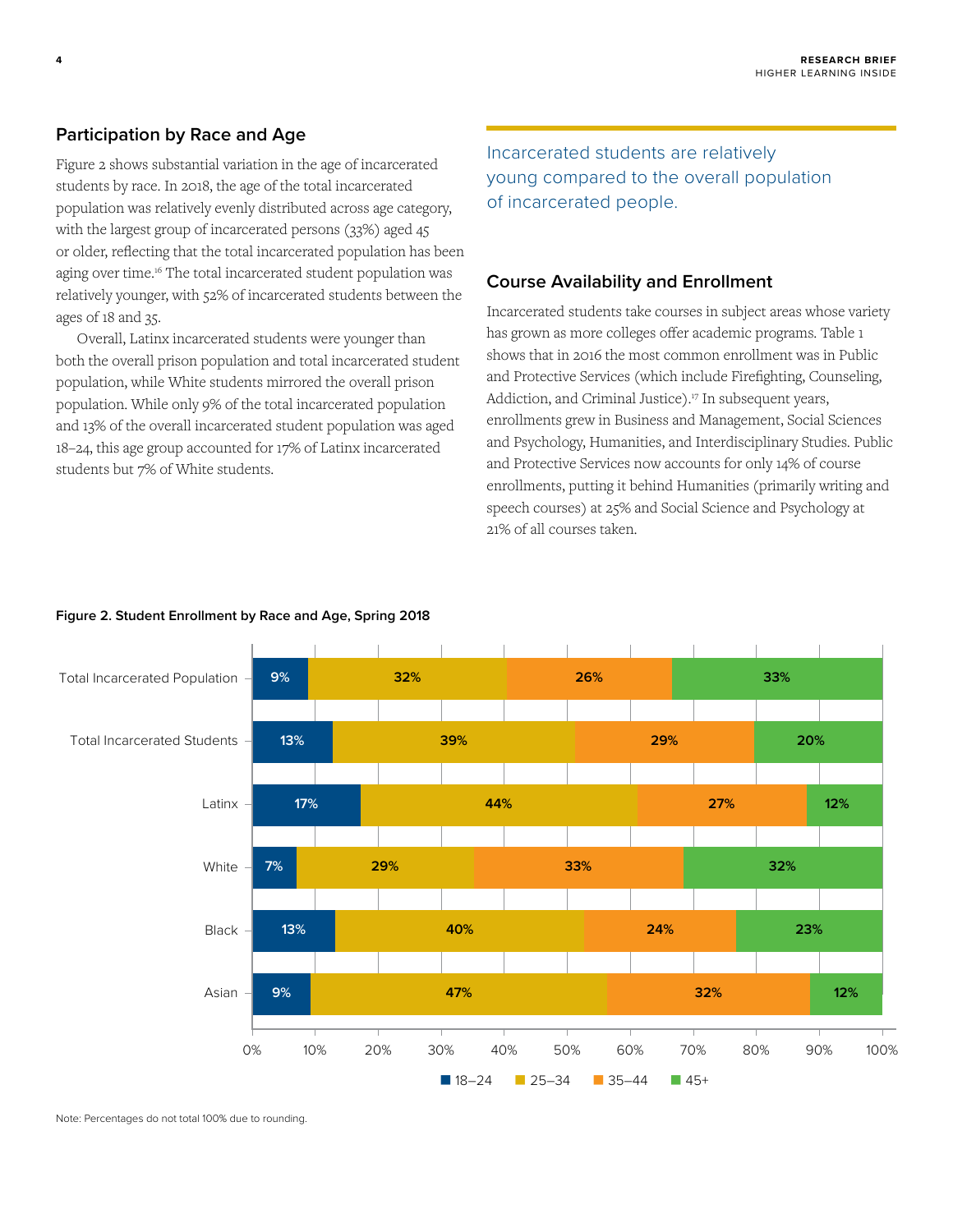## Participation by Race and Age

Figure 2 shows substantial variation in the age of incarcerated students by race. In 2018, the age of the total incarcerated population was relatively evenly distributed across age category, with the largest group of incarcerated persons (33%) aged 45 or older, reflecting that the total incarcerated population has been aging over time.[16] The total incarcerated student population was relatively younger, with 52% of incarcerated students between the ages of 18 and 35.

Overall, Latinx incarcerated students were younger than both the overall prison population and total incarcerated student population, while White students mirrored the overall prison population. While only 9% of the total incarcerated population and 13% of the overall incarcerated student population was aged 18–24, this age group accounted for 17% of Latinx incarcerated students but 7% of White students.

Incarcerated students are relatively young compared to the overall population of incarcerated people.

## Course Availability and Enrollment

Incarcerated students take courses in subject areas whose variety has grown as more colleges offer academic programs. Table 1 shows that in 2016 the most common enrollment was in Public and Protective Services (which include Firefighting, Counseling, Addiction, and Criminal Justice).[17] In subsequent years, enrollments grew in Business and Management, Social Sciences and Psychology, Humanities, and Interdisciplinary Studies. Public and Protective Services now accounts for only 14% of course enrollments, putting it behind Humanities (primarily writing and speech courses) at 25% and Social Science and Psychology at 21% of all courses taken.

**Figure 2. Student Enrollment by Race and Age, Spring 2018**

Total Incarcerated Population: 9% | 32% | 26% | 33%

Total Incarcerated Students: 13% | 39% | 29% | 20%

Latinx: 17% | 44% | 27% | 12%

White: 7% | 29% | 33% | 32%

Black: 13% | 40% | 24% | 23%

Asian: 9% | 47% | 32% | 12%

0% 10% 20% 30% 40% 50% 60% 70% 80% 90% 100%

18–24 | 25–34 | 35–44 | 45+

Note: Percentages do not total 100% due to rounding.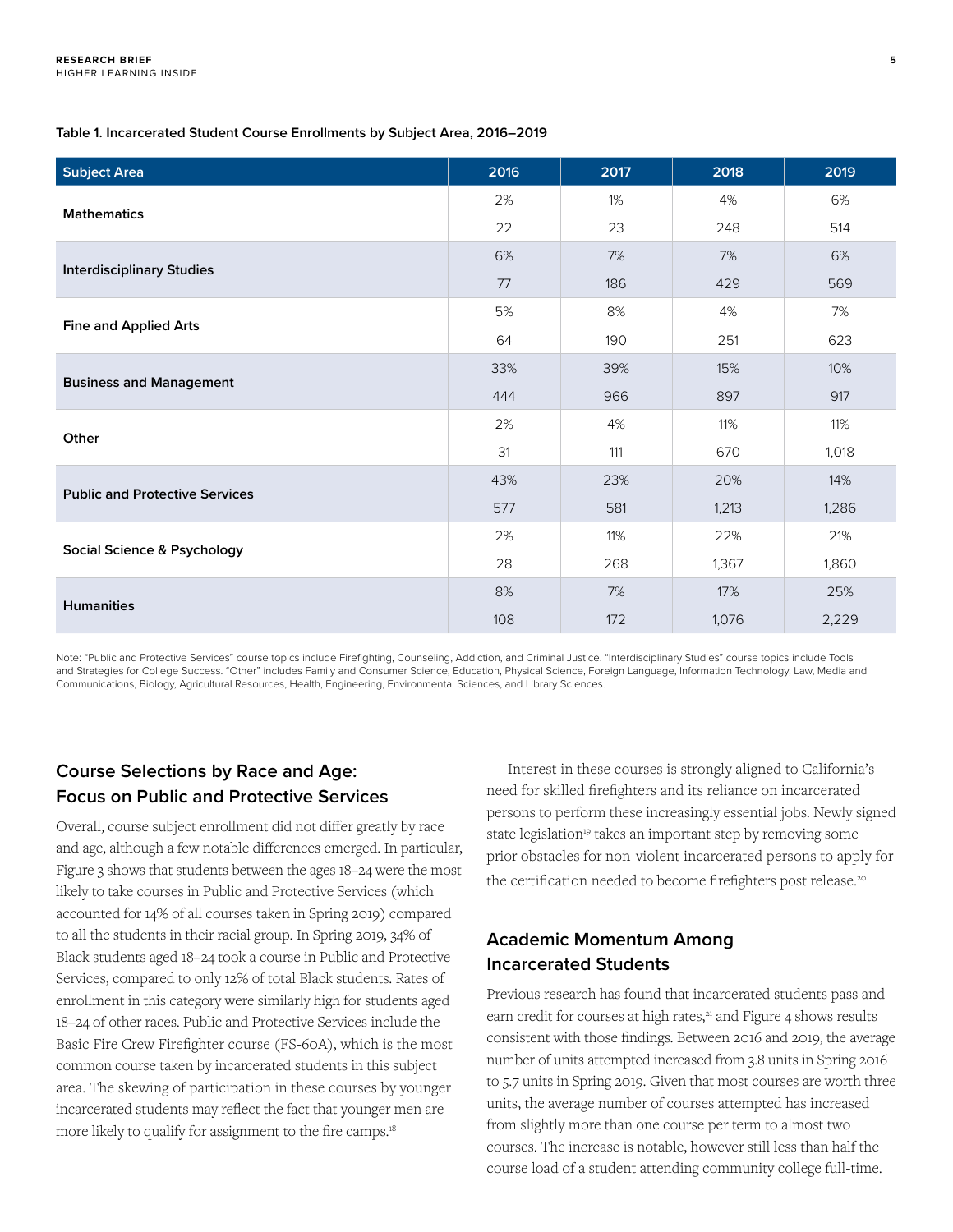**Table 1. Incarcerated Student Course Enrollments by Subject Area, 2016–2019**

| Subject Area | 2016 | 2017 | 2018 | 2019 |
|---|---|---|---|---|
| Mathematics | 2% | 1% | 4% | 6% |
| | 22 | 23 | 248 | 514 |
| Interdisciplinary Studies | 6% | 7% | 7% | 6% |
| | 77 | 186 | 429 | 569 |
| Fine and Applied Arts | 5% | 8% | 4% | 7% |
| | 64 | 190 | 251 | 623 |
| Business and Management | 33% | 39% | 15% | 10% |
| | 444 | 966 | 897 | 917 |
| Other | 2% | 4% | 11% | 11% |
| | 31 | 111 | 670 | 1,018 |
| Public and Protective Services | 43% | 23% | 20% | 14% |
| | 577 | 581 | 1,213 | 1,286 |
| Social Science & Psychology | 2% | 11% | 22% | 21% |
| | 28 | 268 | 1,367 | 1,860 |
| Humanities | 8% | 7% | 17% | 25% |
| | 108 | 172 | 1,076 | 2,229 |

Note: "Public and Protective Services" course topics include Firefighting, Counseling, Addiction, and Criminal Justice. "Interdisciplinary Studies" course topics include Tools and Strategies for College Success. "Other" includes Family and Consumer Science, Education, Physical Science, Foreign Language, Information Technology, Law, Media and Communications, Biology, Agricultural Resources, Health, Engineering, Environmental Sciences, and Library Sciences.

## Course Selections by Race and Age: Focus on Public and Protective Services

Overall, course subject enrollment did not differ greatly by race and age, although a few notable differences emerged. In particular, Figure 3 shows that students between the ages 18–24 were the most likely to take courses in Public and Protective Services (which accounted for 14% of all courses taken in Spring 2019) compared to all the students in their racial group. In Spring 2019, 34% of Black students aged 18–24 took a course in Public and Protective Services, compared to only 12% of total Black students. Rates of enrollment in this category were similarly high for students aged 18–24 of other races. Public and Protective Services include the Basic Fire Crew Firefighter course (FS-60A), which is the most common course taken by incarcerated students in this subject area. The skewing of participation in these courses by younger incarcerated students may reflect the fact that younger men are more likely to qualify for assignment to the fire camps.[18]

Interest in these courses is strongly aligned to California's need for skilled firefighters and its reliance on incarcerated persons to perform these increasingly essential jobs. Newly signed state legislation[19] takes an important step by removing some prior obstacles for non-violent incarcerated persons to apply for the certification needed to become firefighters post release.[20]

## Academic Momentum Among Incarcerated Students

Previous research has found that incarcerated students pass and earn credit for courses at high rates,[21] and Figure 4 shows results consistent with those findings. Between 2016 and 2019, the average number of units attempted increased from 3.8 units in Spring 2016 to 5.7 units in Spring 2019. Given that most courses are worth three units, the average number of courses attempted has increased from slightly more than one course per term to almost two courses. The increase is notable, however still less than half the course load of a student attending community college full-time.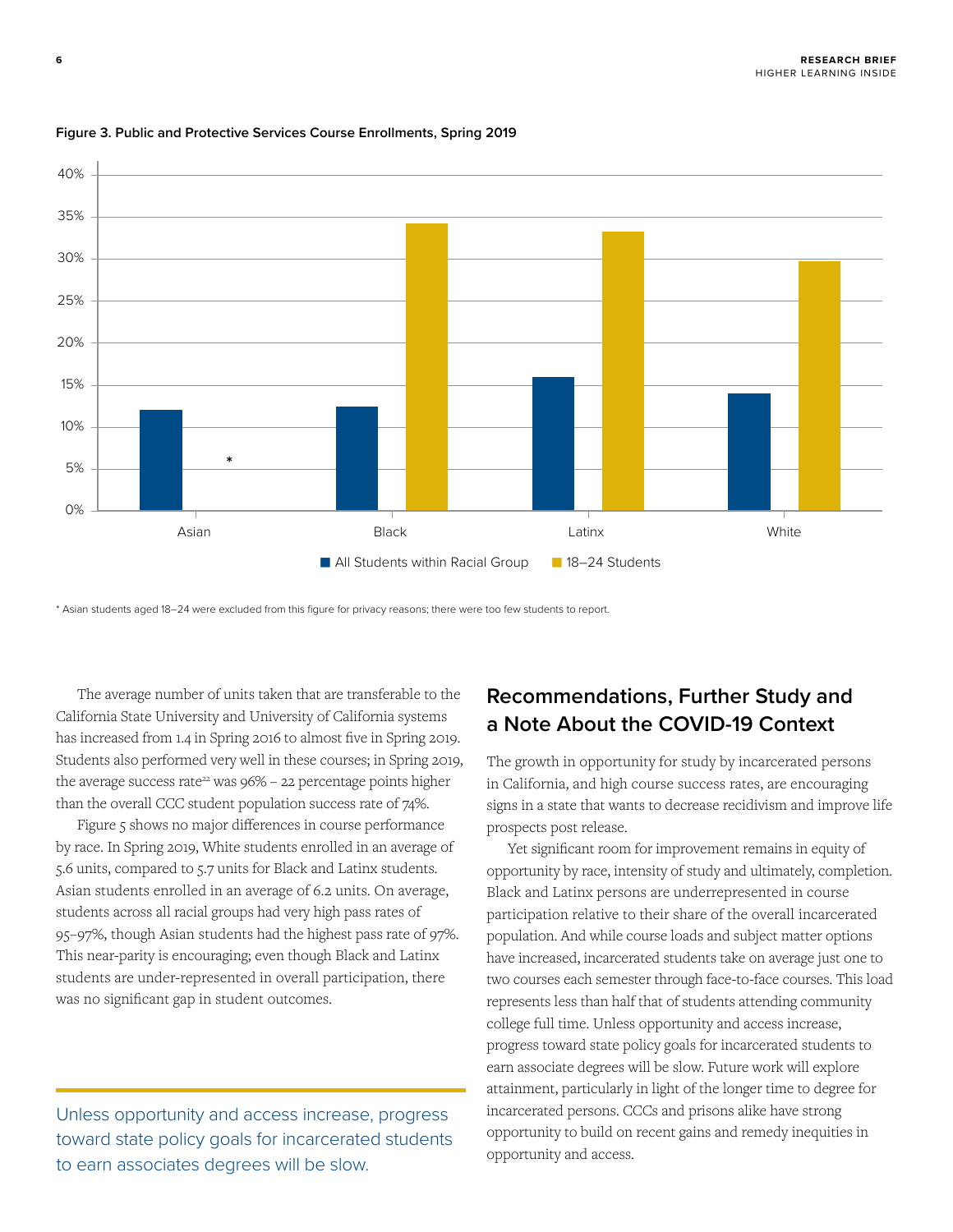**Figure 3. Public and Protective Services Course Enrollments, Spring 2019**

40%
35%
30%
25%
20%
15%
10%
5%
0%

Asian
Black
Latinx
White

*

All Students within Racial Group
18–24 Students

* Asian students aged 18–24 were excluded from this figure for privacy reasons; there were too few students to report.

The average number of units taken that are transferable to the California State University and University of California systems has increased from 1.4 in Spring 2016 to almost five in Spring 2019. Students also performed very well in these courses; in Spring 2019, the average success rate[22] was 96% – 22 percentage points higher than the overall CCC student population success rate of 74%.

Figure 5 shows no major differences in course performance by race. In Spring 2019, White students enrolled in an average of 5.6 units, compared to 5.7 units for Black and Latinx students. Asian students enrolled in an average of 6.2 units. On average, students across all racial groups had very high pass rates of 95–97%, though Asian students had the highest pass rate of 97%. This near-parity is encouraging; even though Black and Latinx students are under-represented in overall participation, there was no significant gap in student outcomes.

Unless opportunity and access increase, progress toward state policy goals for incarcerated students to earn associates degrees will be slow.

## Recommendations, Further Study and a Note About the COVID-19 Context

The growth in opportunity for study by incarcerated persons in California, and high course success rates, are encouraging signs in a state that wants to decrease recidivism and improve life prospects post release.

Yet significant room for improvement remains in equity of opportunity by race, intensity of study and ultimately, completion. Black and Latinx persons are underrepresented in course participation relative to their share of the overall incarcerated population. And while course loads and subject matter options have increased, incarcerated students take on average just one to two courses each semester through face-to-face courses. This load represents less than half that of students attending community college full time. Unless opportunity and access increase, progress toward state policy goals for incarcerated students to earn associate degrees will be slow. Future work will explore attainment, particularly in light of the longer time to degree for incarcerated persons. CCCs and prisons alike have strong opportunity to build on recent gains and remedy inequities in opportunity and access.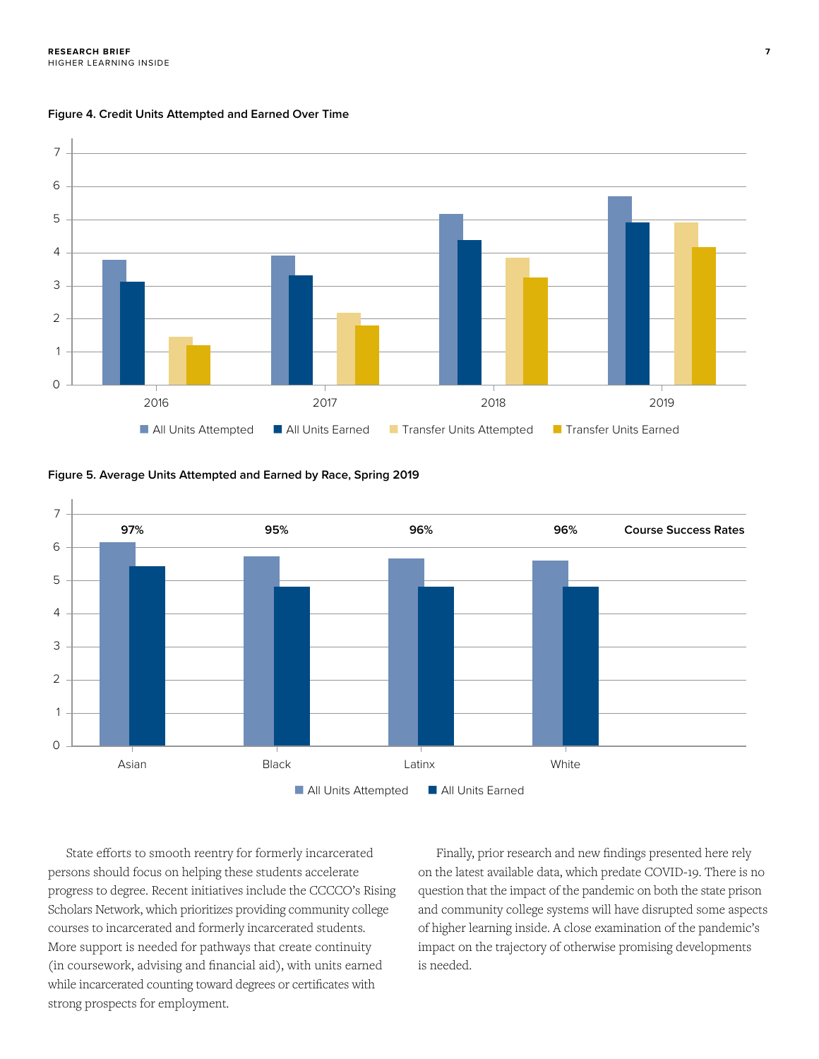**Figure 4. Credit Units Attempted and Earned Over Time**

7
6
5
4
3
2
1
0

2016
2017
2018
2019

All Units Attempted
All Units Earned
Transfer Units Attempted
Transfer Units Earned

**Figure 5. Average Units Attempted and Earned by Race, Spring 2019**

7
6
5
4
3
2
1
0

97%
95%
96%
96%
Course Success Rates

Asian
Black
Latinx
White

All Units Attempted
All Units Earned

State efforts to smooth reentry for formerly incarcerated persons should focus on helping these students accelerate progress to degree. Recent initiatives include the CCCCO's Rising Scholars Network, which prioritizes providing community college courses to incarcerated and formerly incarcerated students. More support is needed for pathways that create continuity (in coursework, advising and financial aid), with units earned while incarcerated counting toward degrees or certificates with strong prospects for employment.

Finally, prior research and new findings presented here rely on the latest available data, which predate COVID-19. There is no question that the impact of the pandemic on both the state prison and community college systems will have disrupted some aspects of higher learning inside. A close examination of the pandemic's impact on the trajectory of otherwise promising developments is needed.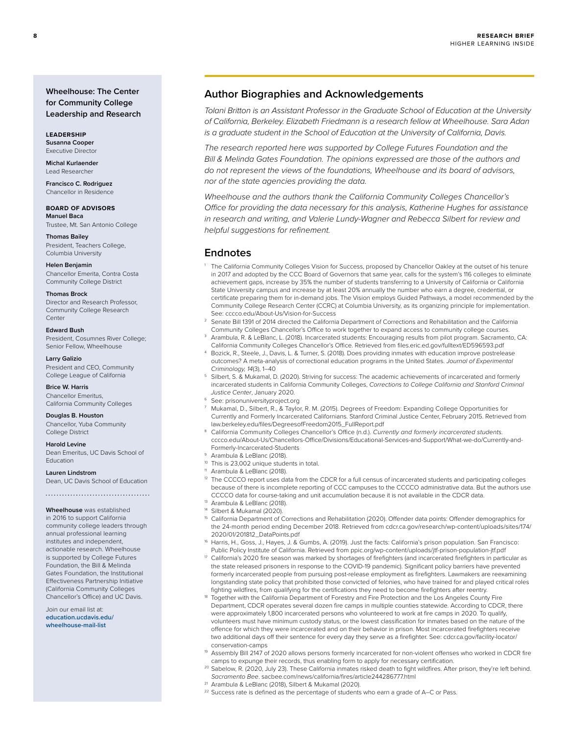## Wheelhouse: The Center for Community College Leadership and Research

**LEADERSHIP**

**Susanna Cooper**
Executive Director

**Michal Kurlaender**
Lead Researcher

**Francisco C. Rodriguez**
Chancellor in Residence

**BOARD OF ADVISORS**

**Manuel Baca**
Trustee, Mt. San Antonio College

**Thomas Bailey**
President, Teachers College, Columbia University

**Helen Benjamin**
Chancellor Emerita, Contra Costa Community College District

**Thomas Brock**
Director and Research Professor, Community College Research Center

**Edward Bush**
President, Cosumnes River College; Senior Fellow, Wheelhouse

**Larry Galizio**
President and CEO, Community College League of California

**Brice W. Harris**
Chancellor Emeritus, California Community Colleges

**Douglas B. Houston**
Chancellor, Yuba Community College District

**Harold Levine**
Dean Emeritus, UC Davis School of Education

**Lauren Lindstrom**
Dean, UC Davis School of Education

**Wheelhouse** was established in 2016 to support California community college leaders through annual professional learning institutes and independent, actionable research. Wheelhouse is supported by College Futures Foundation, the Bill & Melinda Gates Foundation, the Institutional Effectiveness Partnership Initiative (California Community Colleges Chancellor's Office) and UC Davis.

Join our email list at:
**education.ucdavis.edu/wheelhouse-mail-list**

## Author Biographies and Acknowledgements

*Tolani Britton is an Assistant Professor in the Graduate School of Education at the University of California, Berkeley. Elizabeth Friedmann is a research fellow at Wheelhouse. Sara Adan is a graduate student in the School of Education at the University of California, Davis.*

*The research reported here was supported by College Futures Foundation and the Bill & Melinda Gates Foundation. The opinions expressed are those of the authors and do not represent the views of the foundations, Wheelhouse and its board of advisors, nor of the state agencies providing the data.*

*Wheelhouse and the authors thank the California Community Colleges Chancellor's Office for providing the data necessary for this analysis, Katherine Hughes for assistance in research and writing, and Valerie Lundy-Wagner and Rebecca Silbert for review and helpful suggestions for refinement.*

## Endnotes

[1] The California Community Colleges Vision for Success, proposed by Chancellor Oakley at the outset of his tenure in 2017 and adopted by the CCC Board of Governors that same year, calls for the system's 116 colleges to eliminate achievement gaps, increase by 35% the number of students transferring to a University of California or California State University campus and increase by at least 20% annually the number who earn a degree, credential, or certificate preparing them for in-demand jobs. The Vision employs Guided Pathways, a model recommended by the Community College Research Center (CCRC) at Columbia University, as its organizing principle for implementation. See: cccco.edu/About-Us/Vision-for-Success

[2] Senate Bill 1391 of 2014 directed the California Department of Corrections and Rehabilitation and the California Community Colleges Chancellor's Office to work together to expand access to community college courses.

[3] Arambula, R. & LeBlanc, L. (2018). Incarcerated students: Encouraging results from pilot program. Sacramento, CA: California Community Colleges Chancellor's Office. Retrieved from files.eric.ed.gov/fulltext/ED596593.pdf

[4] Bozick, R., Steele, J., Davis, L. & Turner, S. (2018). Does providing inmates with education improve postrelease outcomes? A meta-analysis of correctional education programs in the United States. *Journal of Experimental Criminology, 14*(3), 1–40

[5] Silbert, S. & Mukamal, D. (2020). Striving for success: The academic achievements of incarcerated and formerly incarcerated students in California Community Colleges, *Corrections to College California and Stanford Criminal Justice Center*, January 2020.

[6] See: prisonuniversityproject.org

[7] Mukamal, D., Silbert, R., & Taylor, R. M. (2015). Degrees of Freedom: Expanding College Opportunities for Currently and Formerly Incarcerated Californians. Stanford Criminal Justice Center, February 2015. Retrieved from law.berkeley.edu/files/DegreesofFreedom2015_FullReport.pdf

[8] California Community Colleges Chancellor's Office (n.d.). *Currently and formerly incarcerated students.* cccco.edu/About-Us/Chancellors-Office/Divisions/Educational-Services-and-Support/What-we-do/Currently-and-Formerly-Incarcerated-Students

[9] Arambula & LeBlanc (2018).

[10] This is 23,002 unique students in total.

[11] Arambula & LeBlanc (2018).

[12] The CCCCO report uses data from the CDCR for a full census of incarcerated students and participating colleges because of there is incomplete reporting of CCC campuses to the CCCCO administrative data. But the authors use CCCCO data for course-taking and unit accumulation because it is not available in the CDCR data.

[13] Arambula & LeBlanc (2018).

[14] Silbert & Mukamal (2020).

[15] California Department of Corrections and Rehabilitation (2020). Offender data points: Offender demographics for the 24-month period ending December 2018. Retrieved from cdcr.ca.gov/research/wp-content/uploads/sites/174/2020/01/201812_DataPoints.pdf

[16] Harris, H., Goss, J., Hayes, J. & Gumbs, A. (2019). Just the facts: California's prison population. San Francisco: Public Policy Institute of California. Retrieved from ppic.org/wp-content/uploads/jtf-prison-population-jtf.pdf

[17] California's 2020 fire season was marked by shortages of firefighters (and incarcerated firefighters in particular as the state released prisoners in response to the COVID-19 pandemic). Significant policy barriers have prevented formerly incarcerated people from pursuing post-release employment as firefighters. Lawmakers are reexamining longstanding state policy that prohibited those convicted of felonies, who have trained for and played critical roles fighting wildfires, from qualifying for the certifications they need to become firefighters after reentry.

[18] Together with the California Department of Forestry and Fire Protection and the Los Angeles County Fire Department, CDCR operates several dozen fire camps in multiple counties statewide. According to CDCR, there were approximately 1,800 incarcerated persons who volunteered to work at fire camps in 2020. To qualify, volunteers must have minimum custody status, or the lowest classification for inmates based on the nature of the offence for which they were incarcerated and on their behavior in prison. Most incarcerated firefighters receive two additional days off their sentence for every day they serve as a firefighter. See: cdcr.ca.gov/facility-locator/conservation-camps

[19] Assembly Bill 2147 of 2020 allows persons formerly incarcerated for non-violent offenses who worked in CDCR fire camps to expunge their records, thus enabling form to apply for necessary certification.

[20] Sabelow, R. (2020, July 23). These California inmates risked death to fight wildfires. After prison, they're left behind. *Sacramento Bee*. sacbee.com/news/california/fires/article244286777.html

[21] Arambula & LeBlanc (2018), Silbert & Mukamal (2020).

[22] Success rate is defined as the percentage of students who earn a grade of A–C or Pass.